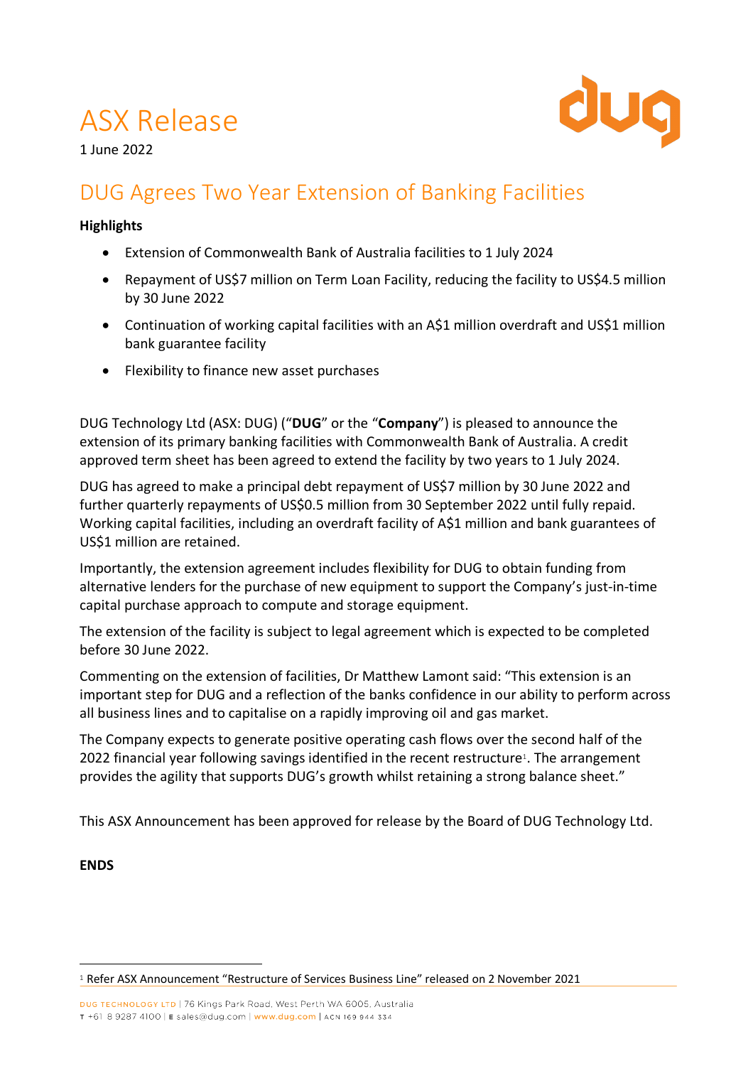# ASX Release

1 June 2022

## DUG Agrees Two Year Extension of Banking Facilities

**Highlights**

- Extension of Commonwealth Bank of Australia facilities to 1 July 2024
- Repayment of US$7 million on Term Loan Facility, reducing the facility to US$4.5 million by 30 June 2022
- Continuation of working capital facilities with an A$1 million overdraft and US$1 million bank guarantee facility
- Flexibility to finance new asset purchases

DUG Technology Ltd (ASX: DUG) ("**DUG**" or the "**Company**") is pleased to announce the extension of its primary banking facilities with Commonwealth Bank of Australia. A credit approved term sheet has been agreed to extend the facility by two years to 1 July 2024.

DUG has agreed to make a principal debt repayment of US$7 million by 30 June 2022 and further quarterly repayments of US$0.5 million from 30 September 2022 until fully repaid. Working capital facilities, including an overdraft facility of A$1 million and bank guarantees of US$1 million are retained.

Importantly, the extension agreement includes flexibility for DUG to obtain funding from alternative lenders for the purchase of new equipment to support the Company's just-in-time capital purchase approach to compute and storage equipment.

The extension of the facility is subject to legal agreement which is expected to be completed before 30 June 2022.

Commenting on the extension of facilities, Dr Matthew Lamont said: "This extension is an important step for DUG and a reflection of the banks confidence in our ability to perform across all business lines and to capitalise on a rapidly improving oil and gas market.

The Company expects to generate positive operating cash flows over the second half of the 2022 financial year following savings identified in the recent restructure[1]. The arrangement provides the agility that supports DUG's growth whilst retaining a strong balance sheet."

This ASX Announcement has been approved for release by the Board of DUG Technology Ltd.

**ENDS**

[1] Refer ASX Announcement "Restructure of Services Business Line" released on 2 November 2021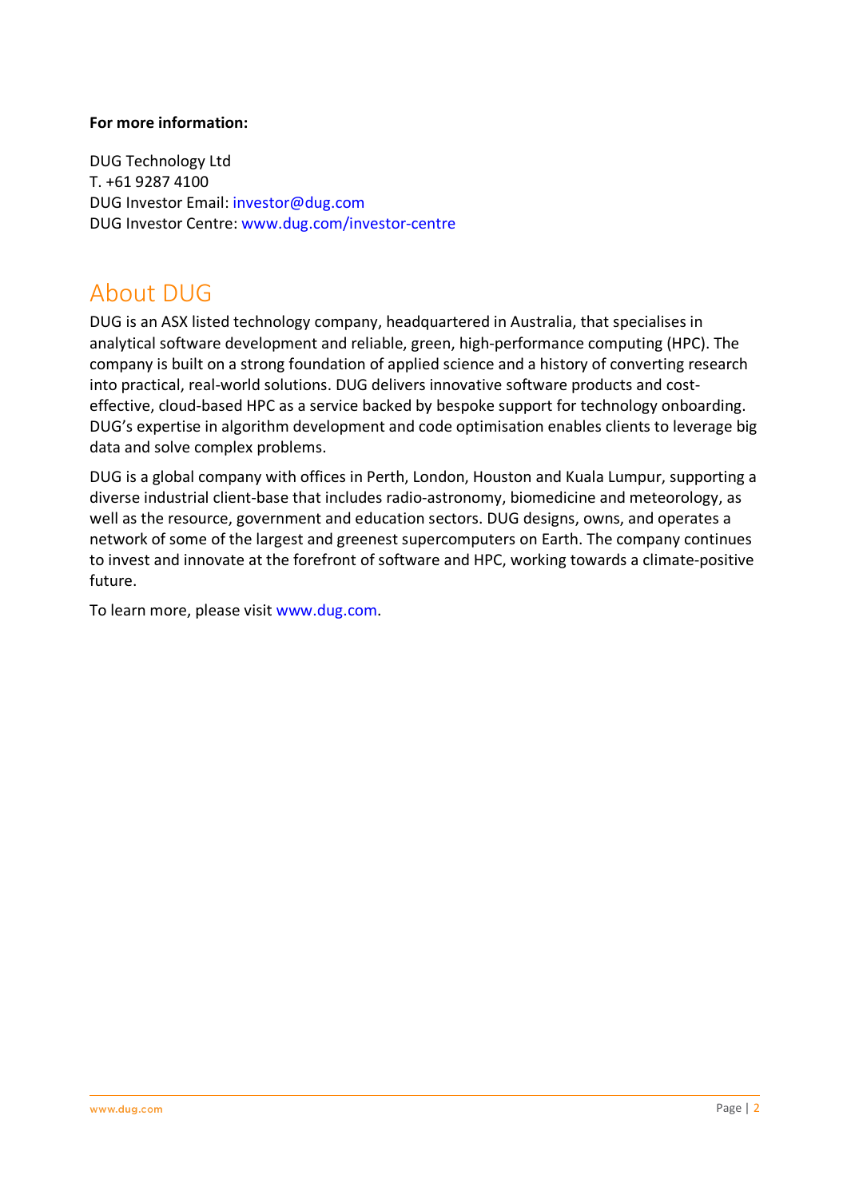**For more information:**

DUG Technology Ltd
T. +61 9287 4100
DUG Investor Email: investor@dug.com
DUG Investor Centre: www.dug.com/investor-centre

## About DUG

DUG is an ASX listed technology company, headquartered in Australia, that specialises in analytical software development and reliable, green, high-performance computing (HPC). The company is built on a strong foundation of applied science and a history of converting research into practical, real-world solutions. DUG delivers innovative software products and cost-effective, cloud-based HPC as a service backed by bespoke support for technology onboarding. DUG's expertise in algorithm development and code optimisation enables clients to leverage big data and solve complex problems.

DUG is a global company with offices in Perth, London, Houston and Kuala Lumpur, supporting a diverse industrial client-base that includes radio-astronomy, biomedicine and meteorology, as well as the resource, government and education sectors. DUG designs, owns, and operates a network of some of the largest and greenest supercomputers on Earth. The company continues to invest and innovate at the forefront of software and HPC, working towards a climate-positive future.

To learn more, please visit www.dug.com.